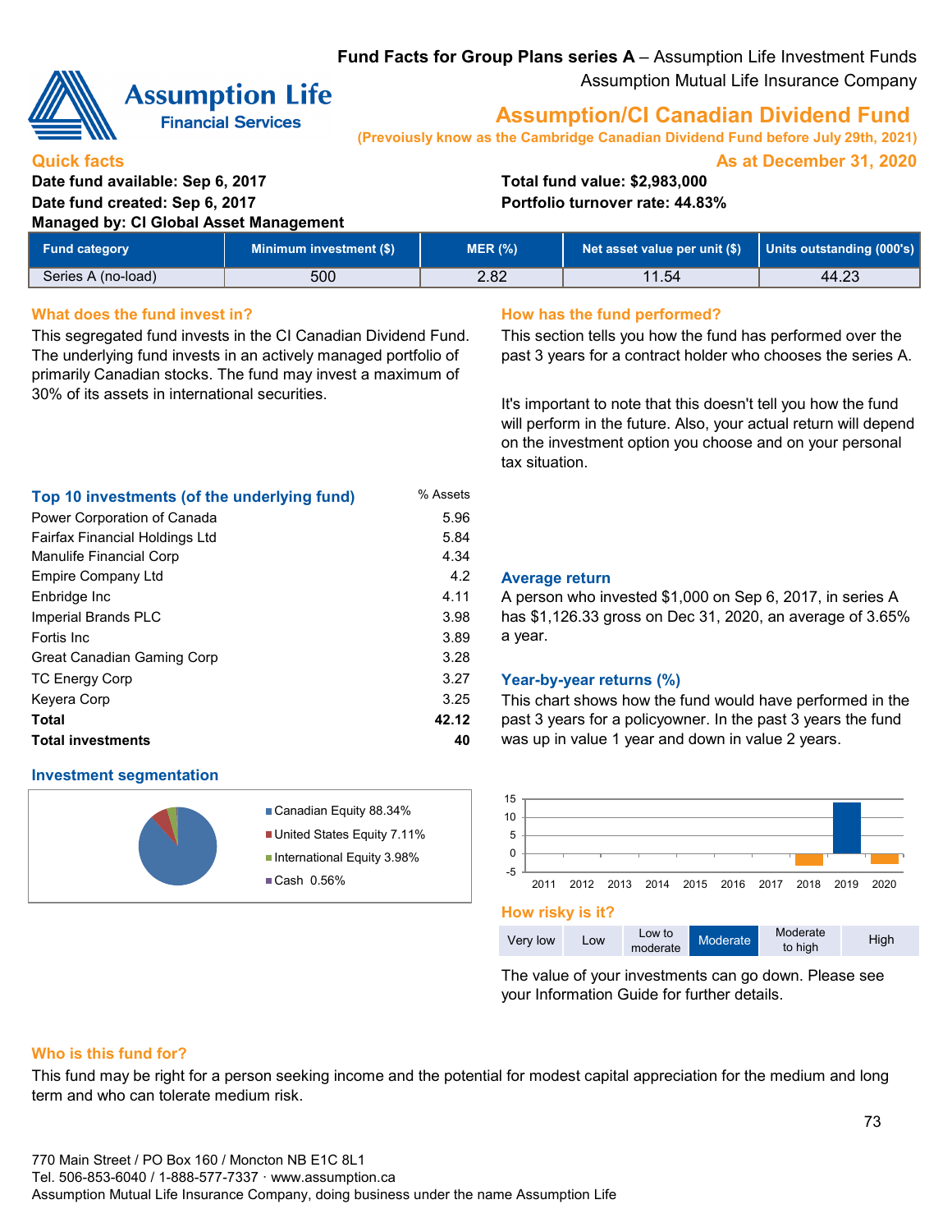**Fund Facts for Group Plans series A** – Assumption Life Investment Funds
Assumption Mutual Life Insurance Company

Assumption Life Financial Services

# Assumption/CI Canadian Dividend Fund

**(Prevoiusly know as the Cambridge Canadian Dividend Fund before July 29th, 2021)**

## Quick facts

**As at December 31, 2020**

**Date fund available: Sep 6, 2017**
**Date fund created: Sep 6, 2017**
**Managed by: CI Global Asset Management**
**Total fund value: $2,983,000**
**Portfolio turnover rate: 44.83%**

| Fund category | Minimum investment ($) | MER (%) | Net asset value per unit ($) | Units outstanding (000's) |
|---|---|---|---|---|
| Series A (no-load) | 500 | 2.82 | 11.54 | 44.23 |

## What does the fund invest in?

This segregated fund invests in the CI Canadian Dividend Fund. The underlying fund invests in an actively managed portfolio of primarily Canadian stocks. The fund may invest a maximum of 30% of its assets in international securities.

### Top 10 investments (of the underlying fund)

| | % Assets |
|---|---|
| Power Corporation of Canada | 5.96 |
| Fairfax Financial Holdings Ltd | 5.84 |
| Manulife Financial Corp | 4.34 |
| Empire Company Ltd | 4.2 |
| Enbridge Inc | 4.11 |
| Imperial Brands PLC | 3.98 |
| Fortis Inc | 3.89 |
| Great Canadian Gaming Corp | 3.28 |
| TC Energy Corp | 3.27 |
| Keyera Corp | 3.25 |
| **Total** | **42.12** |
| **Total investments** | **40** |

### Investment segmentation

- Canadian Equity 88.34%
- United States Equity 7.11%
- International Equity 3.98%
- Cash 0.56%

## How has the fund performed?

This section tells you how the fund has performed over the past 3 years for a contract holder who chooses the series A.

It's important to note that this doesn't tell you how the fund will perform in the future. Also, your actual return will depend on the investment option you choose and on your personal tax situation.

### Average return

A person who invested $1,000 on Sep 6, 2017, in series A has $1,126.33 gross on Dec 31, 2020, an average of 3.65% a year.

### Year-by-year returns (%)

This chart shows how the fund would have performed in the past 3 years for a policyowner. In the past 3 years the fund was up in value 1 year and down in value 2 years.

## How risky is it?

| Very low | Low | Low to moderate | **Moderate** | Moderate to high | High |
|---|---|---|---|---|---|

The value of your investments can go down. Please see your Information Guide for further details.

## Who is this fund for?

This fund may be right for a person seeking income and the potential for modest capital appreciation for the medium and long term and who can tolerate medium risk.

770 Main Street / PO Box 160 / Moncton NB E1C 8L1
Tel. 506-853-6040 / 1-888-577-7337 · www.assumption.ca
Assumption Mutual Life Insurance Company, doing business under the name Assumption Life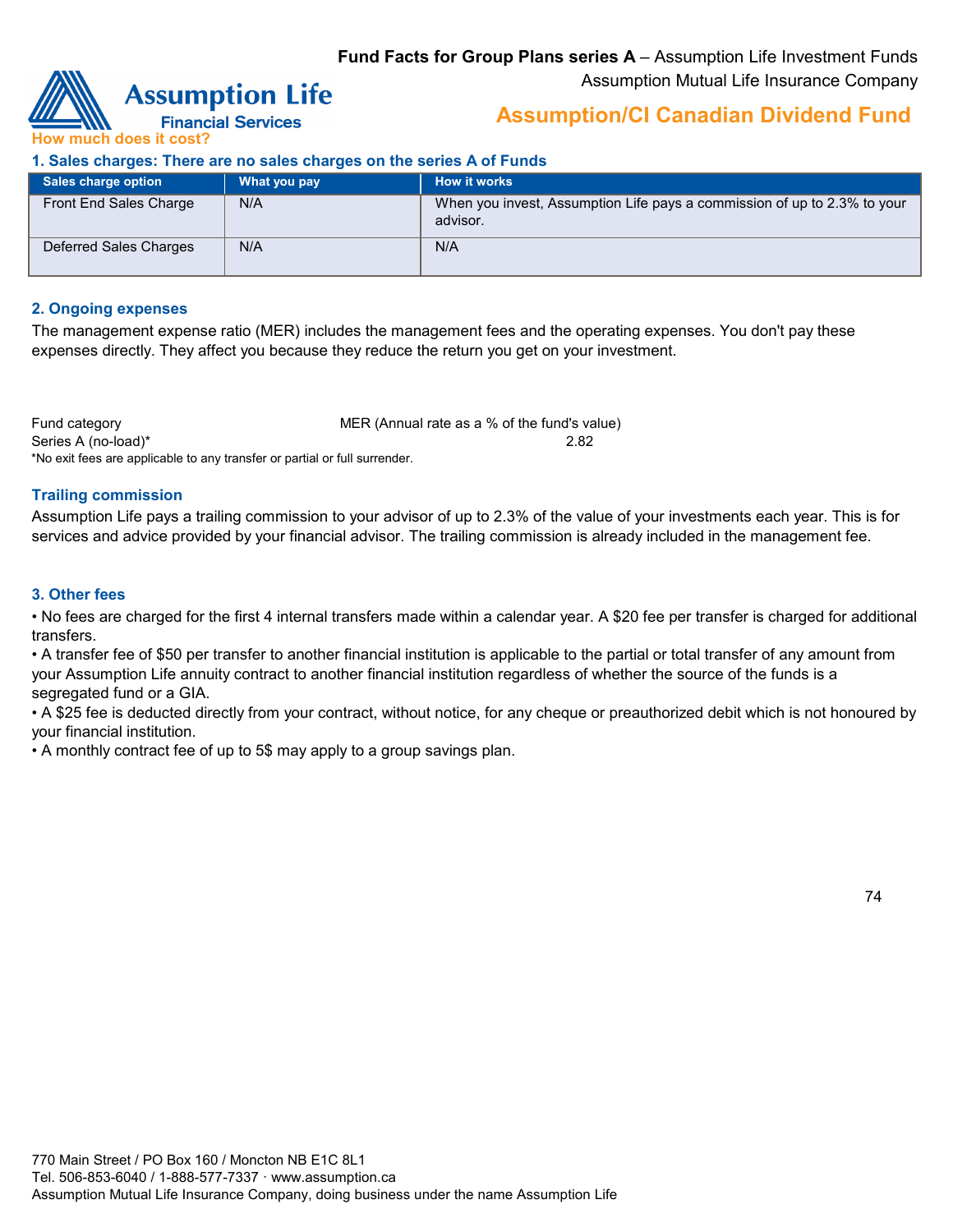## Assumption/CI Canadian Dividend Fund

### How much does it cost?

### 1. Sales charges: There are no sales charges on the series A of Funds

| Sales charge option | What you pay | How it works |
|---|---|---|
| Front End Sales Charge | N/A | When you invest, Assumption Life pays a commission of up to 2.3% to your advisor. |
| Deferred Sales Charges | N/A | N/A |

### 2. Ongoing expenses

The management expense ratio (MER) includes the management fees and the operating expenses. You don't pay these expenses directly. They affect you because they reduce the return you get on your investment.

| Fund category | MER (Annual rate as a % of the fund's value) |
|---|---|
| Series A (no-load)* | 2.82 |

*No exit fees are applicable to any transfer or partial or full surrender.

### Trailing commission

Assumption Life pays a trailing commission to your advisor of up to 2.3% of the value of your investments each year. This is for services and advice provided by your financial advisor. The trailing commission is already included in the management fee.

### 3. Other fees

- No fees are charged for the first 4 internal transfers made within a calendar year. A $20 fee per transfer is charged for additional transfers.
- A transfer fee of $50 per transfer to another financial institution is applicable to the partial or total transfer of any amount from your Assumption Life annuity contract to another financial institution regardless of whether the source of the funds is a segregated fund or a GIA.
- A $25 fee is deducted directly from your contract, without notice, for any cheque or preauthorized debit which is not honoured by your financial institution.
- A monthly contract fee of up to 5$ may apply to a group savings plan.

770 Main Street / PO Box 160 / Moncton NB E1C 8L1
Tel. 506-853-6040 / 1-888-577-7337 · www.assumption.ca
Assumption Mutual Life Insurance Company, doing business under the name Assumption Life